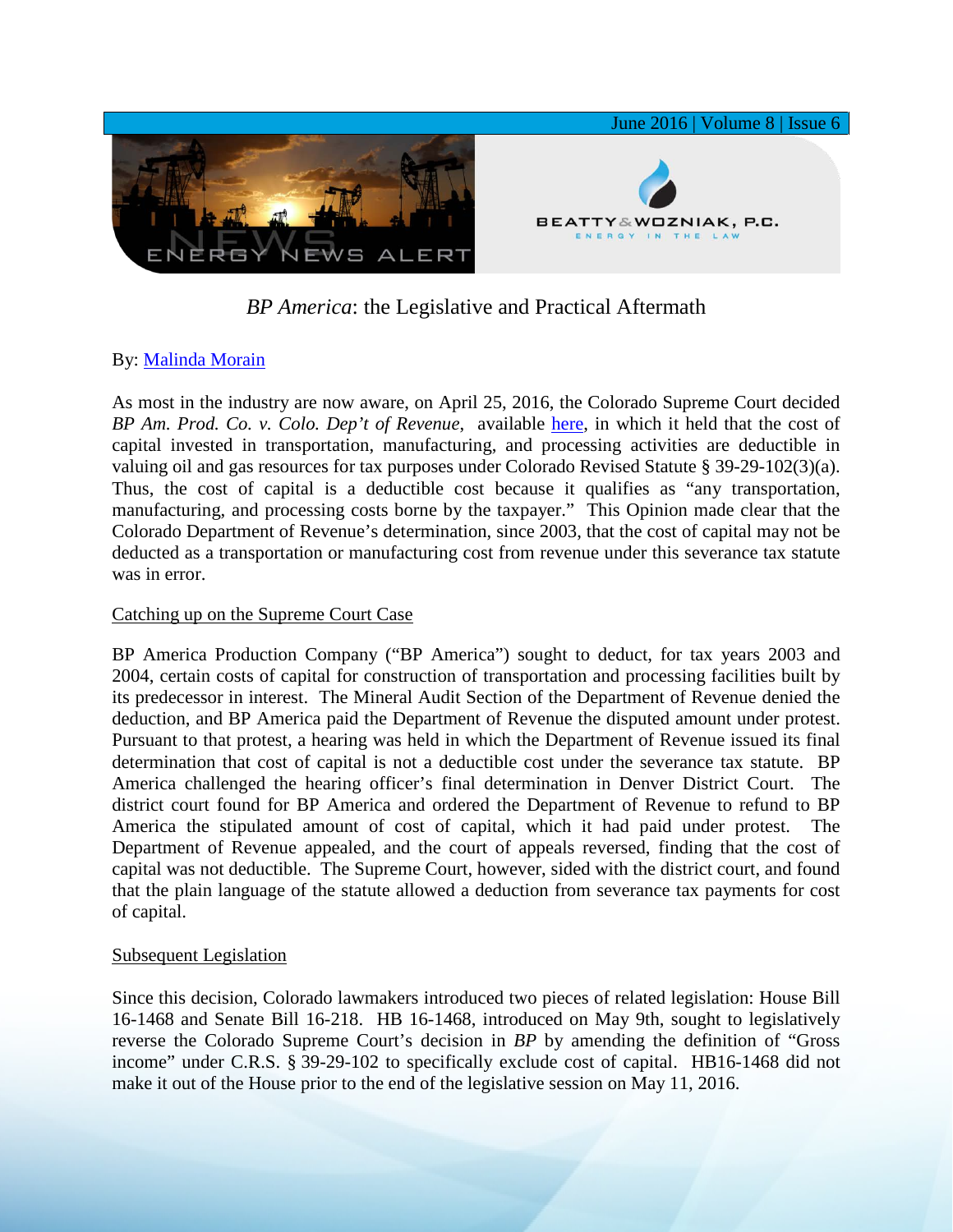# *BP America*: the Legislative and Practical Aftermath

By: [Malinda Morain]

As most in the industry are now aware, on April 25, 2016, the Colorado Supreme Court decided *BP Am. Prod. Co. v. Colo. Dep't of Revenue*, available [here], in which it held that the cost of capital invested in transportation, manufacturing, and processing activities are deductible in valuing oil and gas resources for tax purposes under Colorado Revised Statute § 39-29-102(3)(a). Thus, the cost of capital is a deductible cost because it qualifies as "any transportation, manufacturing, and processing costs borne by the taxpayer." This Opinion made clear that the Colorado Department of Revenue's determination, since 2003, that the cost of capital may not be deducted as a transportation or manufacturing cost from revenue under this severance tax statute was in error.

## Catching up on the Supreme Court Case

BP America Production Company ("BP America") sought to deduct, for tax years 2003 and 2004, certain costs of capital for construction of transportation and processing facilities built by its predecessor in interest. The Mineral Audit Section of the Department of Revenue denied the deduction, and BP America paid the Department of Revenue the disputed amount under protest. Pursuant to that protest, a hearing was held in which the Department of Revenue issued its final determination that cost of capital is not a deductible cost under the severance tax statute. BP America challenged the hearing officer's final determination in Denver District Court. The district court found for BP America and ordered the Department of Revenue to refund to BP America the stipulated amount of cost of capital, which it had paid under protest. The Department of Revenue appealed, and the court of appeals reversed, finding that the cost of capital was not deductible. The Supreme Court, however, sided with the district court, and found that the plain language of the statute allowed a deduction from severance tax payments for cost of capital.

## Subsequent Legislation

Since this decision, Colorado lawmakers introduced two pieces of related legislation: House Bill 16-1468 and Senate Bill 16-218. HB 16-1468, introduced on May 9th, sought to legislatively reverse the Colorado Supreme Court's decision in *BP* by amending the definition of "Gross income" under C.R.S. § 39-29-102 to specifically exclude cost of capital. HB16-1468 did not make it out of the House prior to the end of the legislative session on May 11, 2016.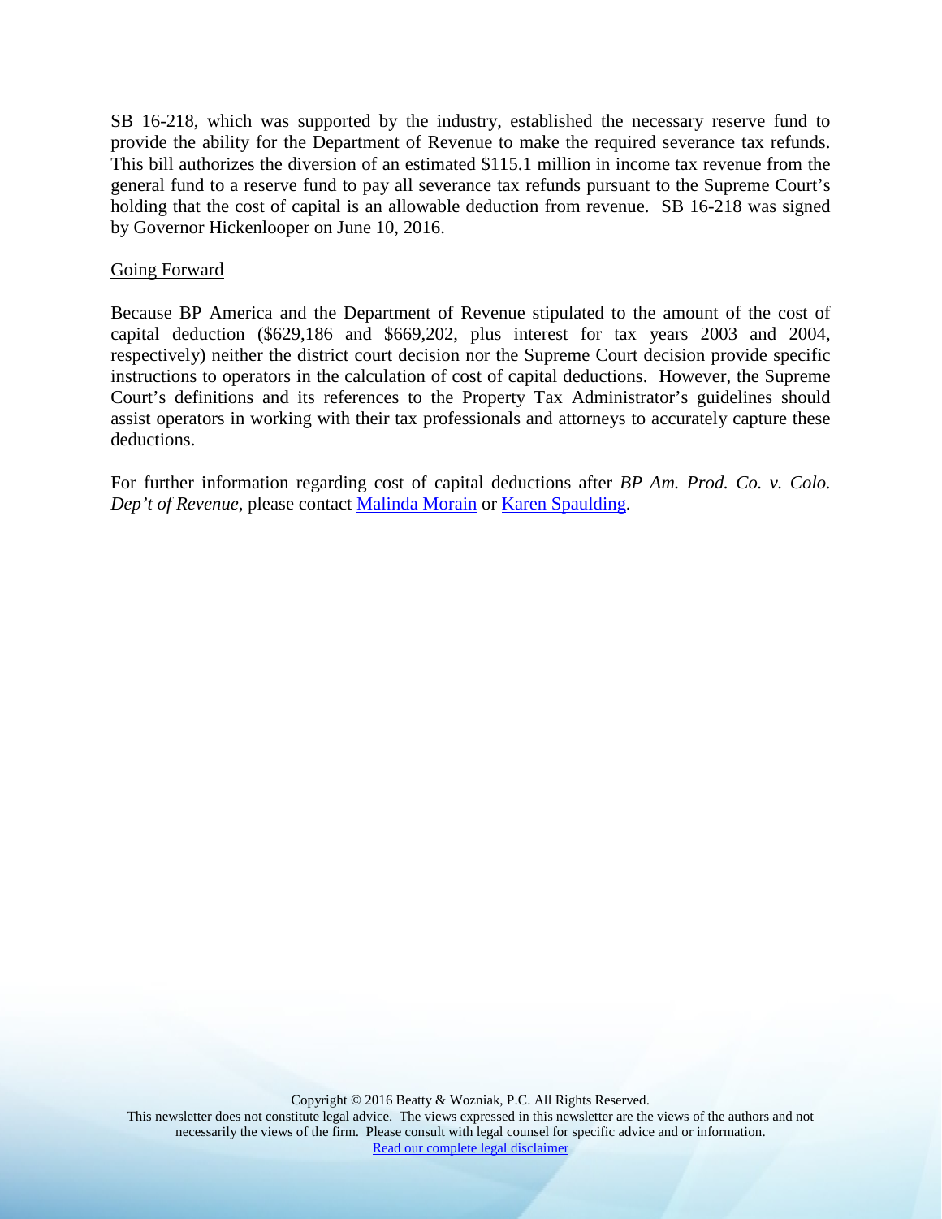SB 16-218, which was supported by the industry, established the necessary reserve fund to provide the ability for the Department of Revenue to make the required severance tax refunds. This bill authorizes the diversion of an estimated $115.1 million in income tax revenue from the general fund to a reserve fund to pay all severance tax refunds pursuant to the Supreme Court's holding that the cost of capital is an allowable deduction from revenue. SB 16-218 was signed by Governor Hickenlooper on June 10, 2016.

<u>Going Forward</u>

Because BP America and the Department of Revenue stipulated to the amount of the cost of capital deduction ($629,186 and $669,202, plus interest for tax years 2003 and 2004, respectively) neither the district court decision nor the Supreme Court decision provide specific instructions to operators in the calculation of cost of capital deductions. However, the Supreme Court's definitions and its references to the Property Tax Administrator's guidelines should assist operators in working with their tax professionals and attorneys to accurately capture these deductions.

For further information regarding cost of capital deductions after *BP Am. Prod. Co. v. Colo. Dep't of Revenue*, please contact Malinda Morain or Karen Spaulding.

Copyright © 2016 Beatty & Wozniak, P.C. All Rights Reserved.
This newsletter does not constitute legal advice. The views expressed in this newsletter are the views of the authors and not necessarily the views of the firm. Please consult with legal counsel for specific advice and or information.
Read our complete legal disclaimer